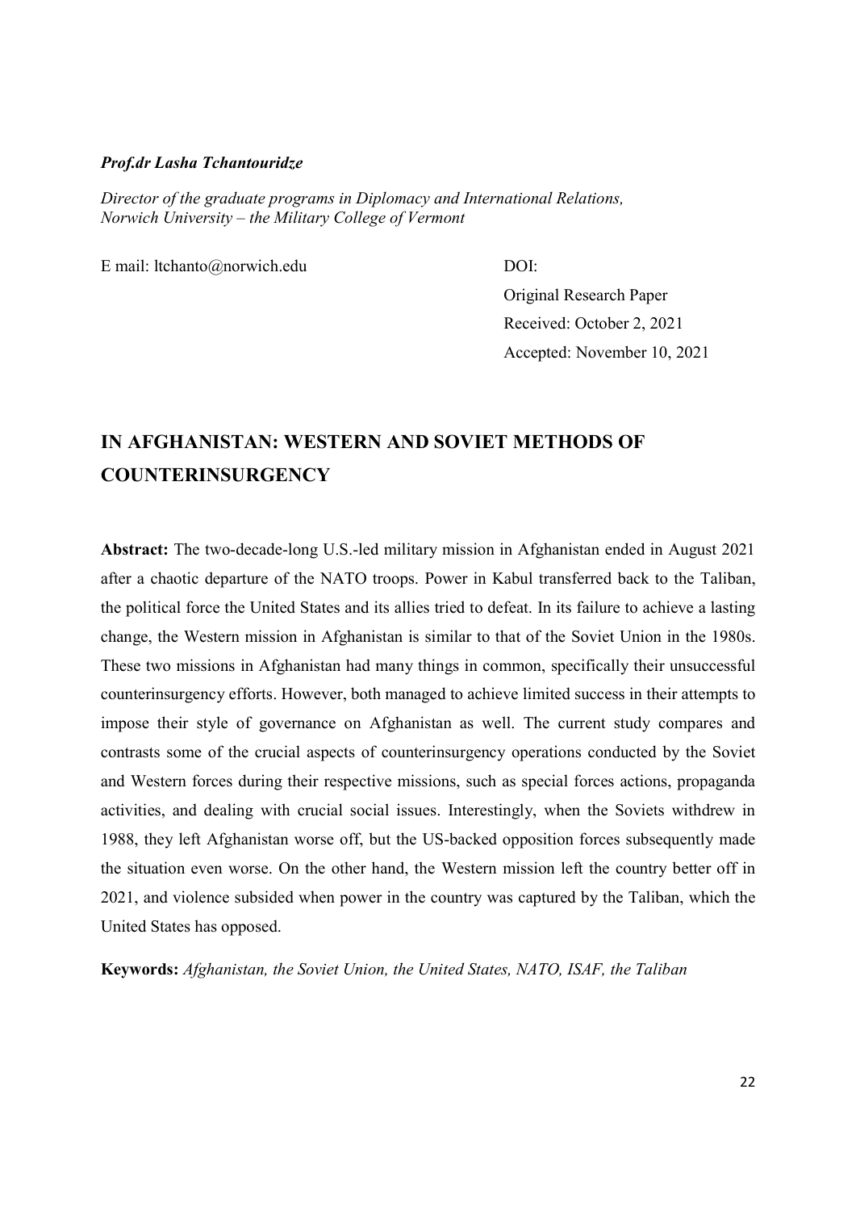***Prof.dr Lasha Tchantouridze***

*Director of the graduate programs in Diplomacy and International Relations, Norwich University – the Military College of Vermont*

E mail: ltchanto@norwich.edu

DOI:

Original Research Paper

Received: October 2, 2021

Accepted: November 10, 2021

# IN AFGHANISTAN: WESTERN AND SOVIET METHODS OF COUNTERINSURGENCY

**Abstract:** The two-decade-long U.S.-led military mission in Afghanistan ended in August 2021 after a chaotic departure of the NATO troops. Power in Kabul transferred back to the Taliban, the political force the United States and its allies tried to defeat. In its failure to achieve a lasting change, the Western mission in Afghanistan is similar to that of the Soviet Union in the 1980s. These two missions in Afghanistan had many things in common, specifically their unsuccessful counterinsurgency efforts. However, both managed to achieve limited success in their attempts to impose their style of governance on Afghanistan as well. The current study compares and contrasts some of the crucial aspects of counterinsurgency operations conducted by the Soviet and Western forces during their respective missions, such as special forces actions, propaganda activities, and dealing with crucial social issues. Interestingly, when the Soviets withdrew in 1988, they left Afghanistan worse off, but the US-backed opposition forces subsequently made the situation even worse. On the other hand, the Western mission left the country better off in 2021, and violence subsided when power in the country was captured by the Taliban, which the United States has opposed.

**Keywords:** *Afghanistan, the Soviet Union, the United States, NATO, ISAF, the Taliban*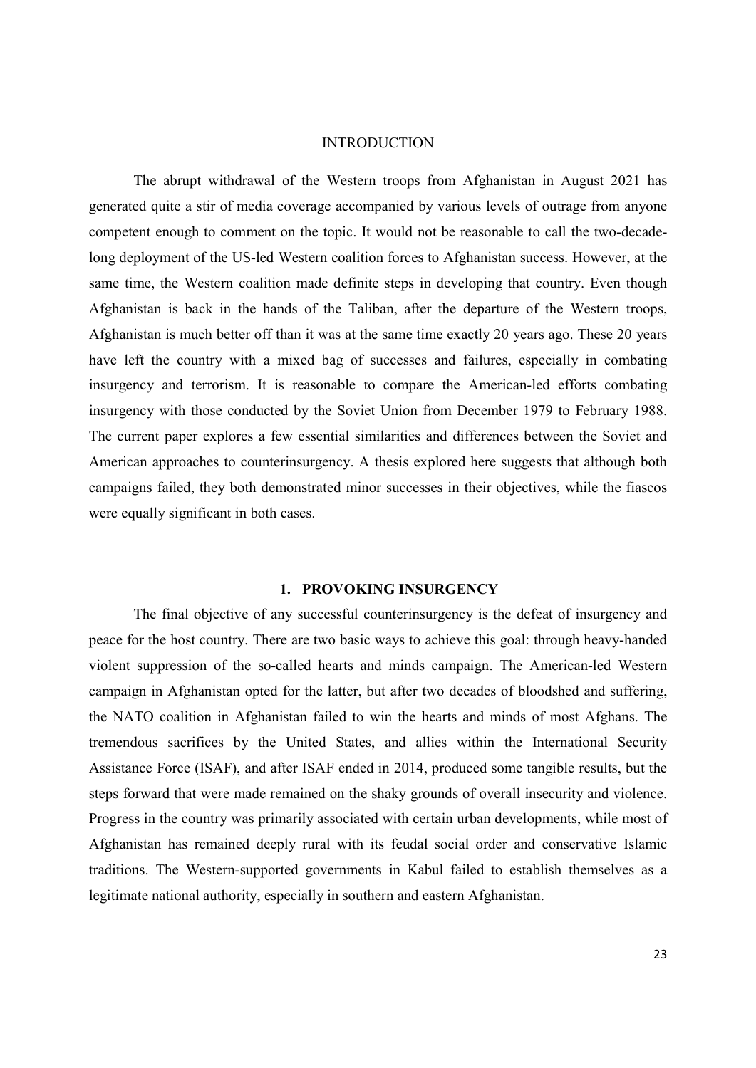# INTRODUCTION

The abrupt withdrawal of the Western troops from Afghanistan in August 2021 has generated quite a stir of media coverage accompanied by various levels of outrage from anyone competent enough to comment on the topic. It would not be reasonable to call the two-decade-long deployment of the US-led Western coalition forces to Afghanistan success. However, at the same time, the Western coalition made definite steps in developing that country. Even though Afghanistan is back in the hands of the Taliban, after the departure of the Western troops, Afghanistan is much better off than it was at the same time exactly 20 years ago. These 20 years have left the country with a mixed bag of successes and failures, especially in combating insurgency and terrorism. It is reasonable to compare the American-led efforts combating insurgency with those conducted by the Soviet Union from December 1979 to February 1988. The current paper explores a few essential similarities and differences between the Soviet and American approaches to counterinsurgency. A thesis explored here suggests that although both campaigns failed, they both demonstrated minor successes in their objectives, while the fiascos were equally significant in both cases.

## 1. PROVOKING INSURGENCY

The final objective of any successful counterinsurgency is the defeat of insurgency and peace for the host country. There are two basic ways to achieve this goal: through heavy-handed violent suppression of the so-called hearts and minds campaign. The American-led Western campaign in Afghanistan opted for the latter, but after two decades of bloodshed and suffering, the NATO coalition in Afghanistan failed to win the hearts and minds of most Afghans. The tremendous sacrifices by the United States, and allies within the International Security Assistance Force (ISAF), and after ISAF ended in 2014, produced some tangible results, but the steps forward that were made remained on the shaky grounds of overall insecurity and violence. Progress in the country was primarily associated with certain urban developments, while most of Afghanistan has remained deeply rural with its feudal social order and conservative Islamic traditions. The Western-supported governments in Kabul failed to establish themselves as a legitimate national authority, especially in southern and eastern Afghanistan.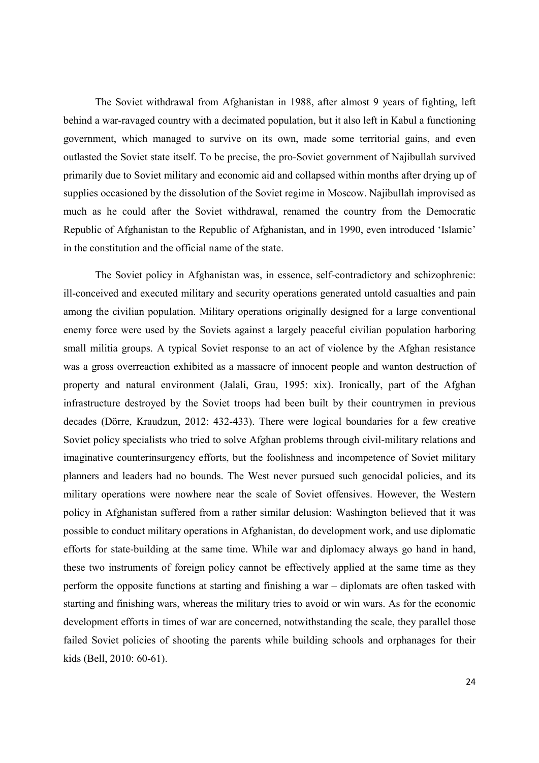The Soviet withdrawal from Afghanistan in 1988, after almost 9 years of fighting, left behind a war-ravaged country with a decimated population, but it also left in Kabul a functioning government, which managed to survive on its own, made some territorial gains, and even outlasted the Soviet state itself. To be precise, the pro-Soviet government of Najibullah survived primarily due to Soviet military and economic aid and collapsed within months after drying up of supplies occasioned by the dissolution of the Soviet regime in Moscow. Najibullah improvised as much as he could after the Soviet withdrawal, renamed the country from the Democratic Republic of Afghanistan to the Republic of Afghanistan, and in 1990, even introduced 'Islamic' in the constitution and the official name of the state.

The Soviet policy in Afghanistan was, in essence, self-contradictory and schizophrenic: ill-conceived and executed military and security operations generated untold casualties and pain among the civilian population. Military operations originally designed for a large conventional enemy force were used by the Soviets against a largely peaceful civilian population harboring small militia groups. A typical Soviet response to an act of violence by the Afghan resistance was a gross overreaction exhibited as a massacre of innocent people and wanton destruction of property and natural environment (Jalali, Grau, 1995: xix). Ironically, part of the Afghan infrastructure destroyed by the Soviet troops had been built by their countrymen in previous decades (Dörre, Kraudzun, 2012: 432-433). There were logical boundaries for a few creative Soviet policy specialists who tried to solve Afghan problems through civil-military relations and imaginative counterinsurgency efforts, but the foolishness and incompetence of Soviet military planners and leaders had no bounds. The West never pursued such genocidal policies, and its military operations were nowhere near the scale of Soviet offensives. However, the Western policy in Afghanistan suffered from a rather similar delusion: Washington believed that it was possible to conduct military operations in Afghanistan, do development work, and use diplomatic efforts for state-building at the same time. While war and diplomacy always go hand in hand, these two instruments of foreign policy cannot be effectively applied at the same time as they perform the opposite functions at starting and finishing a war – diplomats are often tasked with starting and finishing wars, whereas the military tries to avoid or win wars. As for the economic development efforts in times of war are concerned, notwithstanding the scale, they parallel those failed Soviet policies of shooting the parents while building schools and orphanages for their kids (Bell, 2010: 60-61).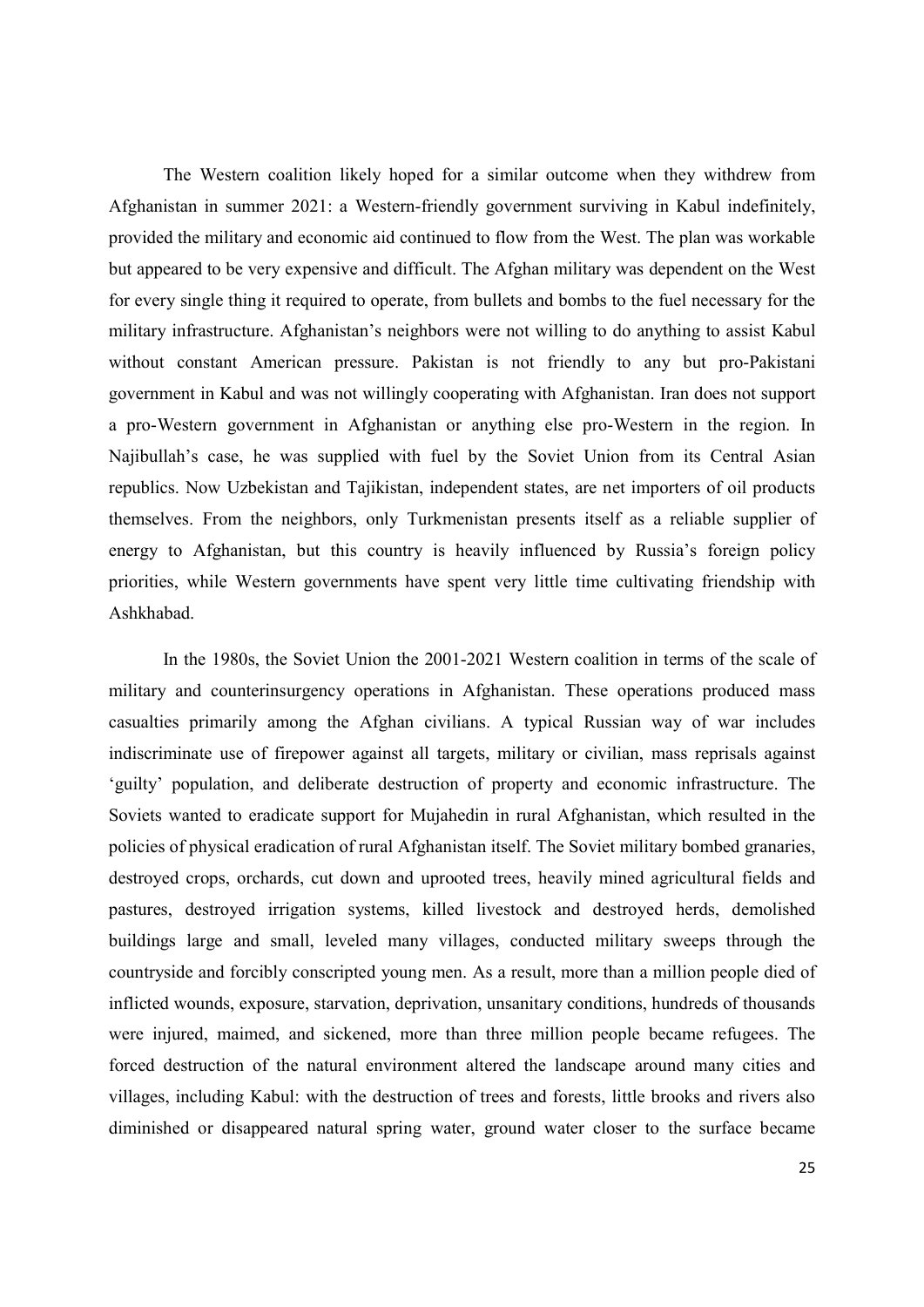The Western coalition likely hoped for a similar outcome when they withdrew from Afghanistan in summer 2021: a Western-friendly government surviving in Kabul indefinitely, provided the military and economic aid continued to flow from the West. The plan was workable but appeared to be very expensive and difficult. The Afghan military was dependent on the West for every single thing it required to operate, from bullets and bombs to the fuel necessary for the military infrastructure. Afghanistan's neighbors were not willing to do anything to assist Kabul without constant American pressure. Pakistan is not friendly to any but pro-Pakistani government in Kabul and was not willingly cooperating with Afghanistan. Iran does not support a pro-Western government in Afghanistan or anything else pro-Western in the region. In Najibullah's case, he was supplied with fuel by the Soviet Union from its Central Asian republics. Now Uzbekistan and Tajikistan, independent states, are net importers of oil products themselves. From the neighbors, only Turkmenistan presents itself as a reliable supplier of energy to Afghanistan, but this country is heavily influenced by Russia's foreign policy priorities, while Western governments have spent very little time cultivating friendship with Ashkhabad.

In the 1980s, the Soviet Union the 2001-2021 Western coalition in terms of the scale of military and counterinsurgency operations in Afghanistan. These operations produced mass casualties primarily among the Afghan civilians. A typical Russian way of war includes indiscriminate use of firepower against all targets, military or civilian, mass reprisals against 'guilty' population, and deliberate destruction of property and economic infrastructure. The Soviets wanted to eradicate support for Mujahedin in rural Afghanistan, which resulted in the policies of physical eradication of rural Afghanistan itself. The Soviet military bombed granaries, destroyed crops, orchards, cut down and uprooted trees, heavily mined agricultural fields and pastures, destroyed irrigation systems, killed livestock and destroyed herds, demolished buildings large and small, leveled many villages, conducted military sweeps through the countryside and forcibly conscripted young men. As a result, more than a million people died of inflicted wounds, exposure, starvation, deprivation, unsanitary conditions, hundreds of thousands were injured, maimed, and sickened, more than three million people became refugees. The forced destruction of the natural environment altered the landscape around many cities and villages, including Kabul: with the destruction of trees and forests, little brooks and rivers also diminished or disappeared natural spring water, ground water closer to the surface became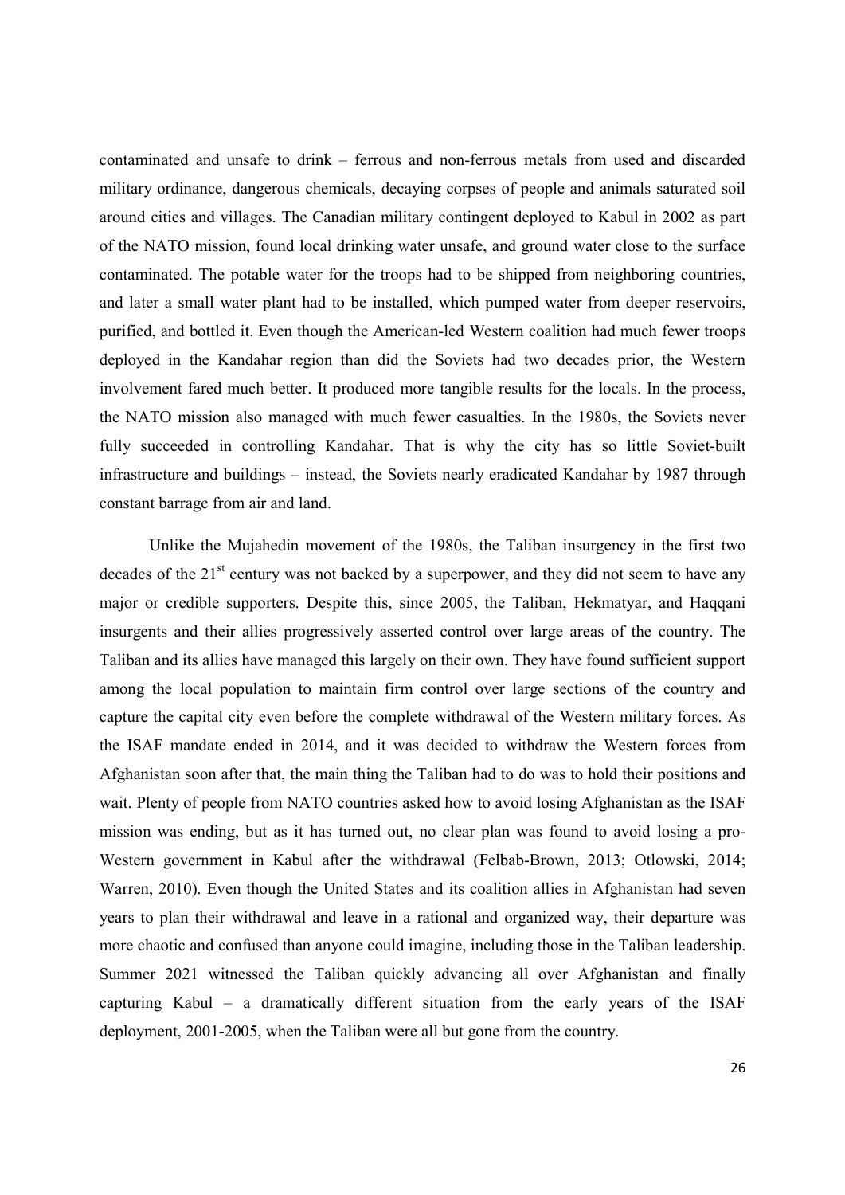contaminated and unsafe to drink – ferrous and non-ferrous metals from used and discarded military ordinance, dangerous chemicals, decaying corpses of people and animals saturated soil around cities and villages. The Canadian military contingent deployed to Kabul in 2002 as part of the NATO mission, found local drinking water unsafe, and ground water close to the surface contaminated. The potable water for the troops had to be shipped from neighboring countries, and later a small water plant had to be installed, which pumped water from deeper reservoirs, purified, and bottled it. Even though the American-led Western coalition had much fewer troops deployed in the Kandahar region than did the Soviets had two decades prior, the Western involvement fared much better. It produced more tangible results for the locals. In the process, the NATO mission also managed with much fewer casualties. In the 1980s, the Soviets never fully succeeded in controlling Kandahar. That is why the city has so little Soviet-built infrastructure and buildings – instead, the Soviets nearly eradicated Kandahar by 1987 through constant barrage from air and land.

Unlike the Mujahedin movement of the 1980s, the Taliban insurgency in the first two decades of the 21st century was not backed by a superpower, and they did not seem to have any major or credible supporters. Despite this, since 2005, the Taliban, Hekmatyar, and Haqqani insurgents and their allies progressively asserted control over large areas of the country. The Taliban and its allies have managed this largely on their own. They have found sufficient support among the local population to maintain firm control over large sections of the country and capture the capital city even before the complete withdrawal of the Western military forces. As the ISAF mandate ended in 2014, and it was decided to withdraw the Western forces from Afghanistan soon after that, the main thing the Taliban had to do was to hold their positions and wait. Plenty of people from NATO countries asked how to avoid losing Afghanistan as the ISAF mission was ending, but as it has turned out, no clear plan was found to avoid losing a pro-Western government in Kabul after the withdrawal (Felbab-Brown, 2013; Otlowski, 2014; Warren, 2010). Even though the United States and its coalition allies in Afghanistan had seven years to plan their withdrawal and leave in a rational and organized way, their departure was more chaotic and confused than anyone could imagine, including those in the Taliban leadership. Summer 2021 witnessed the Taliban quickly advancing all over Afghanistan and finally capturing Kabul – a dramatically different situation from the early years of the ISAF deployment, 2001-2005, when the Taliban were all but gone from the country.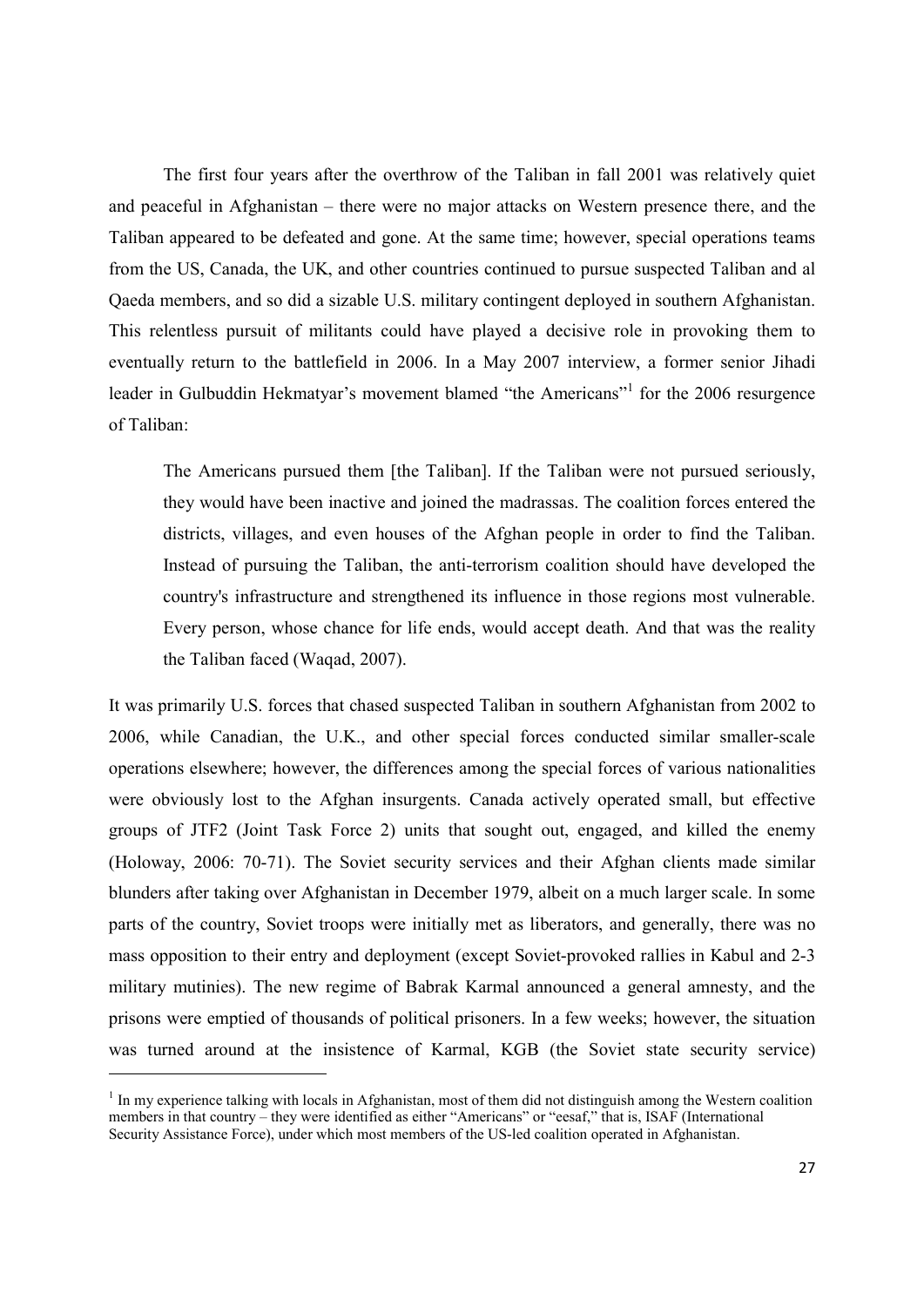The first four years after the overthrow of the Taliban in fall 2001 was relatively quiet and peaceful in Afghanistan – there were no major attacks on Western presence there, and the Taliban appeared to be defeated and gone. At the same time; however, special operations teams from the US, Canada, the UK, and other countries continued to pursue suspected Taliban and al Qaeda members, and so did a sizable U.S. military contingent deployed in southern Afghanistan. This relentless pursuit of militants could have played a decisive role in provoking them to eventually return to the battlefield in 2006. In a May 2007 interview, a former senior Jihadi leader in Gulbuddin Hekmatyar's movement blamed "the Americans"[1] for the 2006 resurgence of Taliban:

> The Americans pursued them [the Taliban]. If the Taliban were not pursued seriously, they would have been inactive and joined the madrassas. The coalition forces entered the districts, villages, and even houses of the Afghan people in order to find the Taliban. Instead of pursuing the Taliban, the anti-terrorism coalition should have developed the country's infrastructure and strengthened its influence in those regions most vulnerable. Every person, whose chance for life ends, would accept death. And that was the reality the Taliban faced (Waqad, 2007).

It was primarily U.S. forces that chased suspected Taliban in southern Afghanistan from 2002 to 2006, while Canadian, the U.K., and other special forces conducted similar smaller-scale operations elsewhere; however, the differences among the special forces of various nationalities were obviously lost to the Afghan insurgents. Canada actively operated small, but effective groups of JTF2 (Joint Task Force 2) units that sought out, engaged, and killed the enemy (Holoway, 2006: 70-71). The Soviet security services and their Afghan clients made similar blunders after taking over Afghanistan in December 1979, albeit on a much larger scale. In some parts of the country, Soviet troops were initially met as liberators, and generally, there was no mass opposition to their entry and deployment (except Soviet-provoked rallies in Kabul and 2-3 military mutinies). The new regime of Babrak Karmal announced a general amnesty, and the prisons were emptied of thousands of political prisoners. In a few weeks; however, the situation was turned around at the insistence of Karmal, KGB (the Soviet state security service)

[1] In my experience talking with locals in Afghanistan, most of them did not distinguish among the Western coalition members in that country – they were identified as either "Americans" or "eesaf," that is, ISAF (International Security Assistance Force), under which most members of the US-led coalition operated in Afghanistan.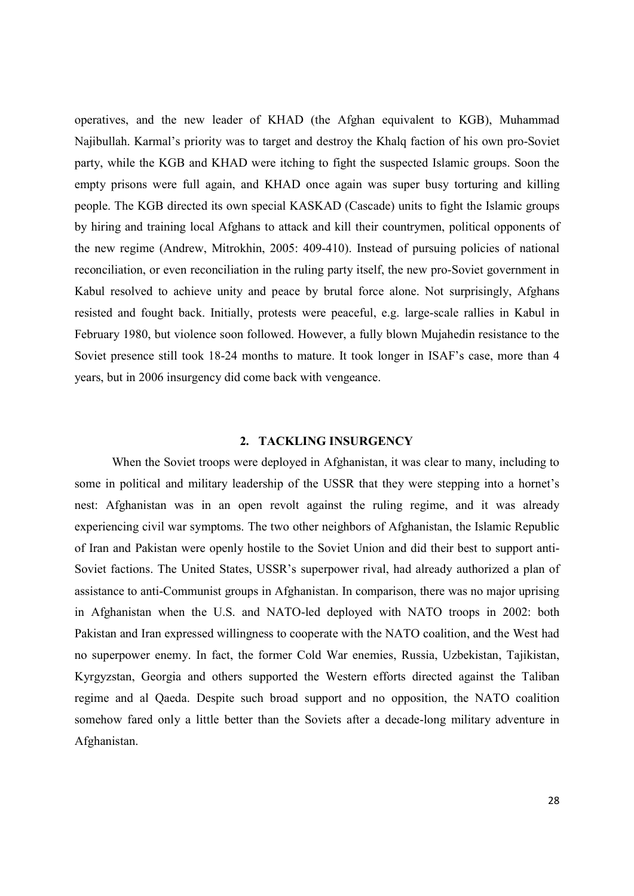operatives, and the new leader of KHAD (the Afghan equivalent to KGB), Muhammad Najibullah. Karmal's priority was to target and destroy the Khalq faction of his own pro-Soviet party, while the KGB and KHAD were itching to fight the suspected Islamic groups. Soon the empty prisons were full again, and KHAD once again was super busy torturing and killing people. The KGB directed its own special KASKAD (Cascade) units to fight the Islamic groups by hiring and training local Afghans to attack and kill their countrymen, political opponents of the new regime (Andrew, Mitrokhin, 2005: 409-410). Instead of pursuing policies of national reconciliation, or even reconciliation in the ruling party itself, the new pro-Soviet government in Kabul resolved to achieve unity and peace by brutal force alone. Not surprisingly, Afghans resisted and fought back. Initially, protests were peaceful, e.g. large-scale rallies in Kabul in February 1980, but violence soon followed. However, a fully blown Mujahedin resistance to the Soviet presence still took 18-24 months to mature. It took longer in ISAF's case, more than 4 years, but in 2006 insurgency did come back with vengeance.

## 2. TACKLING INSURGENCY

When the Soviet troops were deployed in Afghanistan, it was clear to many, including to some in political and military leadership of the USSR that they were stepping into a hornet's nest: Afghanistan was in an open revolt against the ruling regime, and it was already experiencing civil war symptoms. The two other neighbors of Afghanistan, the Islamic Republic of Iran and Pakistan were openly hostile to the Soviet Union and did their best to support anti-Soviet factions. The United States, USSR's superpower rival, had already authorized a plan of assistance to anti-Communist groups in Afghanistan. In comparison, there was no major uprising in Afghanistan when the U.S. and NATO-led deployed with NATO troops in 2002: both Pakistan and Iran expressed willingness to cooperate with the NATO coalition, and the West had no superpower enemy. In fact, the former Cold War enemies, Russia, Uzbekistan, Tajikistan, Kyrgyzstan, Georgia and others supported the Western efforts directed against the Taliban regime and al Qaeda. Despite such broad support and no opposition, the NATO coalition somehow fared only a little better than the Soviets after a decade-long military adventure in Afghanistan.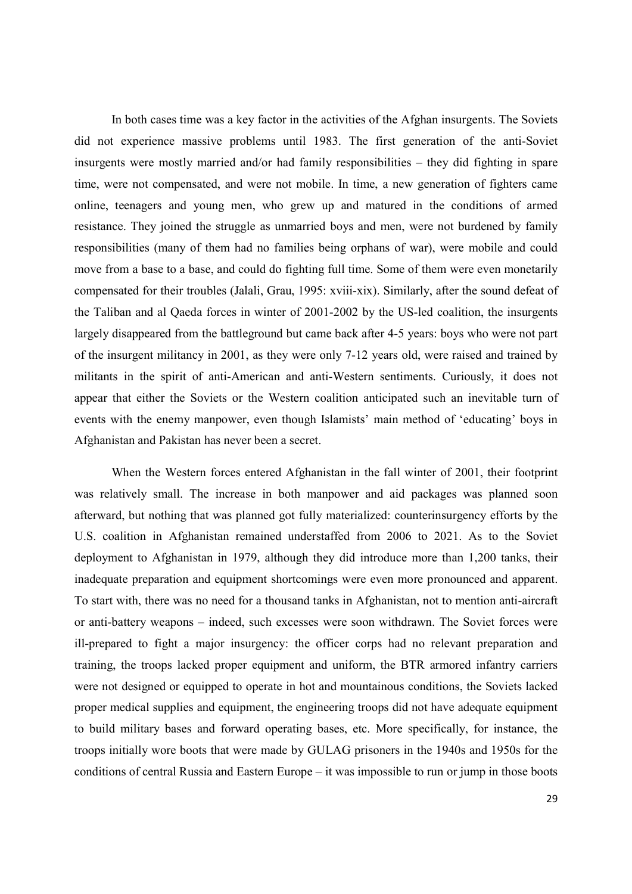In both cases time was a key factor in the activities of the Afghan insurgents. The Soviets did not experience massive problems until 1983. The first generation of the anti-Soviet insurgents were mostly married and/or had family responsibilities – they did fighting in spare time, were not compensated, and were not mobile. In time, a new generation of fighters came online, teenagers and young men, who grew up and matured in the conditions of armed resistance. They joined the struggle as unmarried boys and men, were not burdened by family responsibilities (many of them had no families being orphans of war), were mobile and could move from a base to a base, and could do fighting full time. Some of them were even monetarily compensated for their troubles (Jalali, Grau, 1995: xviii-xix). Similarly, after the sound defeat of the Taliban and al Qaeda forces in winter of 2001-2002 by the US-led coalition, the insurgents largely disappeared from the battleground but came back after 4-5 years: boys who were not part of the insurgent militancy in 2001, as they were only 7-12 years old, were raised and trained by militants in the spirit of anti-American and anti-Western sentiments. Curiously, it does not appear that either the Soviets or the Western coalition anticipated such an inevitable turn of events with the enemy manpower, even though Islamists' main method of 'educating' boys in Afghanistan and Pakistan has never been a secret.

When the Western forces entered Afghanistan in the fall winter of 2001, their footprint was relatively small. The increase in both manpower and aid packages was planned soon afterward, but nothing that was planned got fully materialized: counterinsurgency efforts by the U.S. coalition in Afghanistan remained understaffed from 2006 to 2021. As to the Soviet deployment to Afghanistan in 1979, although they did introduce more than 1,200 tanks, their inadequate preparation and equipment shortcomings were even more pronounced and apparent. To start with, there was no need for a thousand tanks in Afghanistan, not to mention anti-aircraft or anti-battery weapons – indeed, such excesses were soon withdrawn. The Soviet forces were ill-prepared to fight a major insurgency: the officer corps had no relevant preparation and training, the troops lacked proper equipment and uniform, the BTR armored infantry carriers were not designed or equipped to operate in hot and mountainous conditions, the Soviets lacked proper medical supplies and equipment, the engineering troops did not have adequate equipment to build military bases and forward operating bases, etc. More specifically, for instance, the troops initially wore boots that were made by GULAG prisoners in the 1940s and 1950s for the conditions of central Russia and Eastern Europe – it was impossible to run or jump in those boots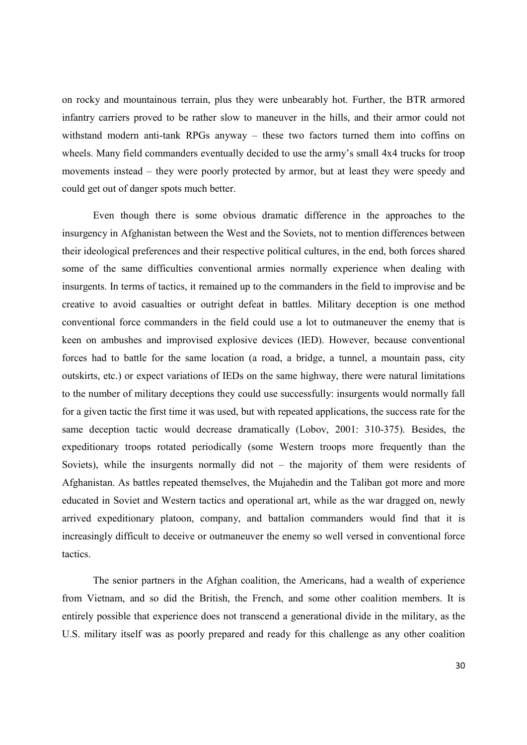on rocky and mountainous terrain, plus they were unbearably hot. Further, the BTR armored infantry carriers proved to be rather slow to maneuver in the hills, and their armor could not withstand modern anti-tank RPGs anyway – these two factors turned them into coffins on wheels. Many field commanders eventually decided to use the army's small 4x4 trucks for troop movements instead – they were poorly protected by armor, but at least they were speedy and could get out of danger spots much better.

Even though there is some obvious dramatic difference in the approaches to the insurgency in Afghanistan between the West and the Soviets, not to mention differences between their ideological preferences and their respective political cultures, in the end, both forces shared some of the same difficulties conventional armies normally experience when dealing with insurgents. In terms of tactics, it remained up to the commanders in the field to improvise and be creative to avoid casualties or outright defeat in battles. Military deception is one method conventional force commanders in the field could use a lot to outmaneuver the enemy that is keen on ambushes and improvised explosive devices (IED). However, because conventional forces had to battle for the same location (a road, a bridge, a tunnel, a mountain pass, city outskirts, etc.) or expect variations of IEDs on the same highway, there were natural limitations to the number of military deceptions they could use successfully: insurgents would normally fall for a given tactic the first time it was used, but with repeated applications, the success rate for the same deception tactic would decrease dramatically (Lobov, 2001: 310-375). Besides, the expeditionary troops rotated periodically (some Western troops more frequently than the Soviets), while the insurgents normally did not – the majority of them were residents of Afghanistan. As battles repeated themselves, the Mujahedin and the Taliban got more and more educated in Soviet and Western tactics and operational art, while as the war dragged on, newly arrived expeditionary platoon, company, and battalion commanders would find that it is increasingly difficult to deceive or outmaneuver the enemy so well versed in conventional force tactics.

The senior partners in the Afghan coalition, the Americans, had a wealth of experience from Vietnam, and so did the British, the French, and some other coalition members. It is entirely possible that experience does not transcend a generational divide in the military, as the U.S. military itself was as poorly prepared and ready for this challenge as any other coalition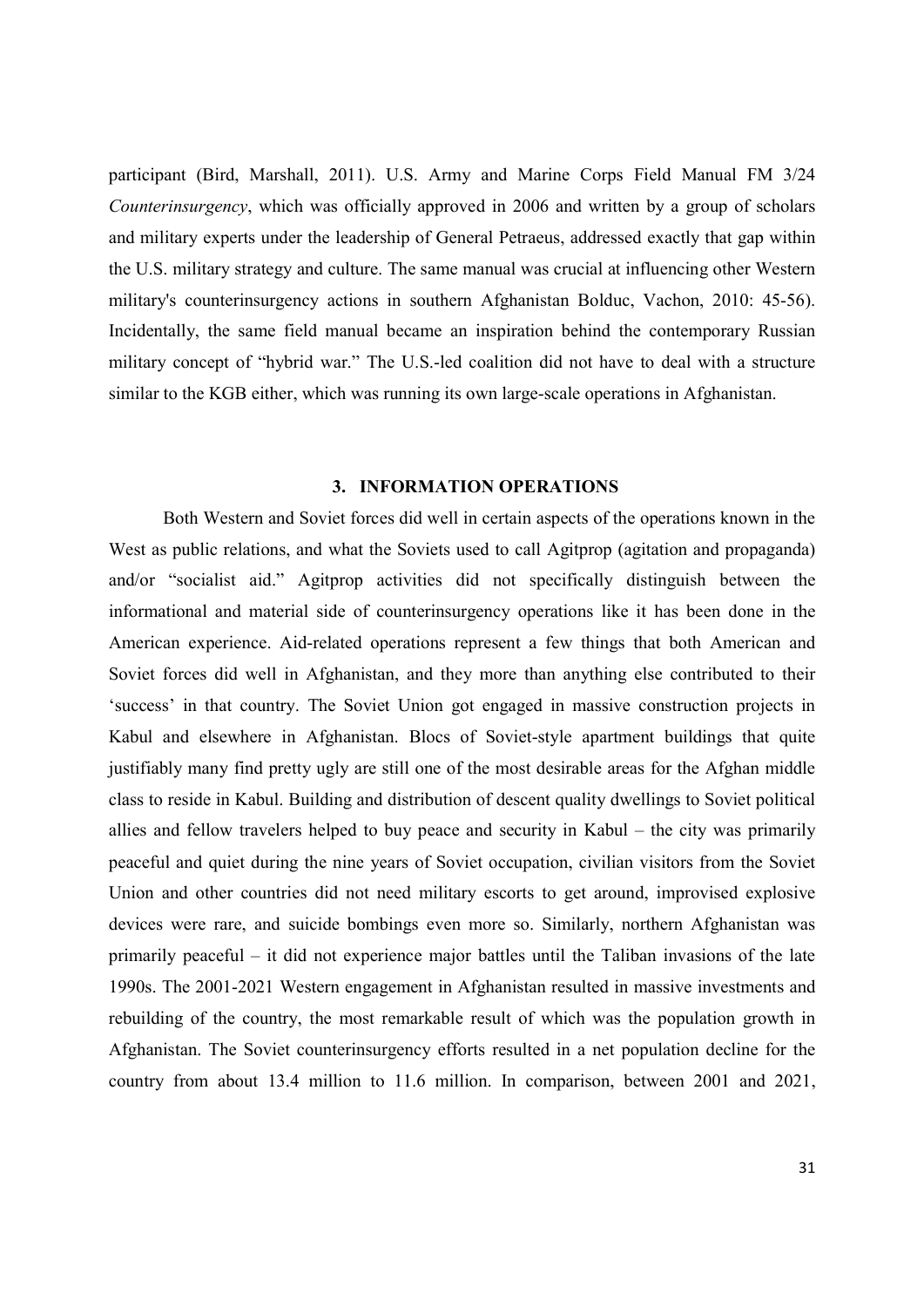participant (Bird, Marshall, 2011). U.S. Army and Marine Corps Field Manual FM 3/24 *Counterinsurgency*, which was officially approved in 2006 and written by a group of scholars and military experts under the leadership of General Petraeus, addressed exactly that gap within the U.S. military strategy and culture. The same manual was crucial at influencing other Western military's counterinsurgency actions in southern Afghanistan Bolduc, Vachon, 2010: 45-56). Incidentally, the same field manual became an inspiration behind the contemporary Russian military concept of "hybrid war." The U.S.-led coalition did not have to deal with a structure similar to the KGB either, which was running its own large-scale operations in Afghanistan.

## 3. INFORMATION OPERATIONS

Both Western and Soviet forces did well in certain aspects of the operations known in the West as public relations, and what the Soviets used to call Agitprop (agitation and propaganda) and/or "socialist aid." Agitprop activities did not specifically distinguish between the informational and material side of counterinsurgency operations like it has been done in the American experience. Aid-related operations represent a few things that both American and Soviet forces did well in Afghanistan, and they more than anything else contributed to their 'success' in that country. The Soviet Union got engaged in massive construction projects in Kabul and elsewhere in Afghanistan. Blocs of Soviet-style apartment buildings that quite justifiably many find pretty ugly are still one of the most desirable areas for the Afghan middle class to reside in Kabul. Building and distribution of descent quality dwellings to Soviet political allies and fellow travelers helped to buy peace and security in Kabul – the city was primarily peaceful and quiet during the nine years of Soviet occupation, civilian visitors from the Soviet Union and other countries did not need military escorts to get around, improvised explosive devices were rare, and suicide bombings even more so. Similarly, northern Afghanistan was primarily peaceful – it did not experience major battles until the Taliban invasions of the late 1990s. The 2001-2021 Western engagement in Afghanistan resulted in massive investments and rebuilding of the country, the most remarkable result of which was the population growth in Afghanistan. The Soviet counterinsurgency efforts resulted in a net population decline for the country from about 13.4 million to 11.6 million. In comparison, between 2001 and 2021,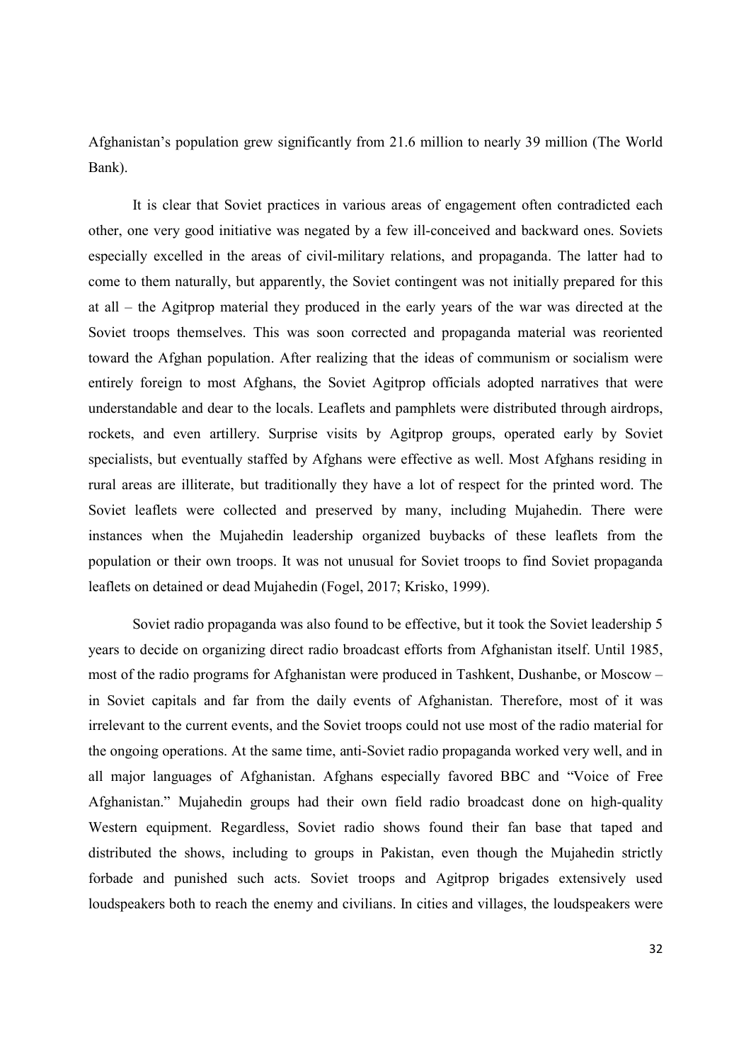Afghanistan's population grew significantly from 21.6 million to nearly 39 million (The World Bank).

It is clear that Soviet practices in various areas of engagement often contradicted each other, one very good initiative was negated by a few ill-conceived and backward ones. Soviets especially excelled in the areas of civil-military relations, and propaganda. The latter had to come to them naturally, but apparently, the Soviet contingent was not initially prepared for this at all – the Agitprop material they produced in the early years of the war was directed at the Soviet troops themselves. This was soon corrected and propaganda material was reoriented toward the Afghan population. After realizing that the ideas of communism or socialism were entirely foreign to most Afghans, the Soviet Agitprop officials adopted narratives that were understandable and dear to the locals. Leaflets and pamphlets were distributed through airdrops, rockets, and even artillery. Surprise visits by Agitprop groups, operated early by Soviet specialists, but eventually staffed by Afghans were effective as well. Most Afghans residing in rural areas are illiterate, but traditionally they have a lot of respect for the printed word. The Soviet leaflets were collected and preserved by many, including Mujahedin. There were instances when the Mujahedin leadership organized buybacks of these leaflets from the population or their own troops. It was not unusual for Soviet troops to find Soviet propaganda leaflets on detained or dead Mujahedin (Fogel, 2017; Krisko, 1999).

Soviet radio propaganda was also found to be effective, but it took the Soviet leadership 5 years to decide on organizing direct radio broadcast efforts from Afghanistan itself. Until 1985, most of the radio programs for Afghanistan were produced in Tashkent, Dushanbe, or Moscow – in Soviet capitals and far from the daily events of Afghanistan. Therefore, most of it was irrelevant to the current events, and the Soviet troops could not use most of the radio material for the ongoing operations. At the same time, anti-Soviet radio propaganda worked very well, and in all major languages of Afghanistan. Afghans especially favored BBC and "Voice of Free Afghanistan." Mujahedin groups had their own field radio broadcast done on high-quality Western equipment. Regardless, Soviet radio shows found their fan base that taped and distributed the shows, including to groups in Pakistan, even though the Mujahedin strictly forbade and punished such acts. Soviet troops and Agitprop brigades extensively used loudspeakers both to reach the enemy and civilians. In cities and villages, the loudspeakers were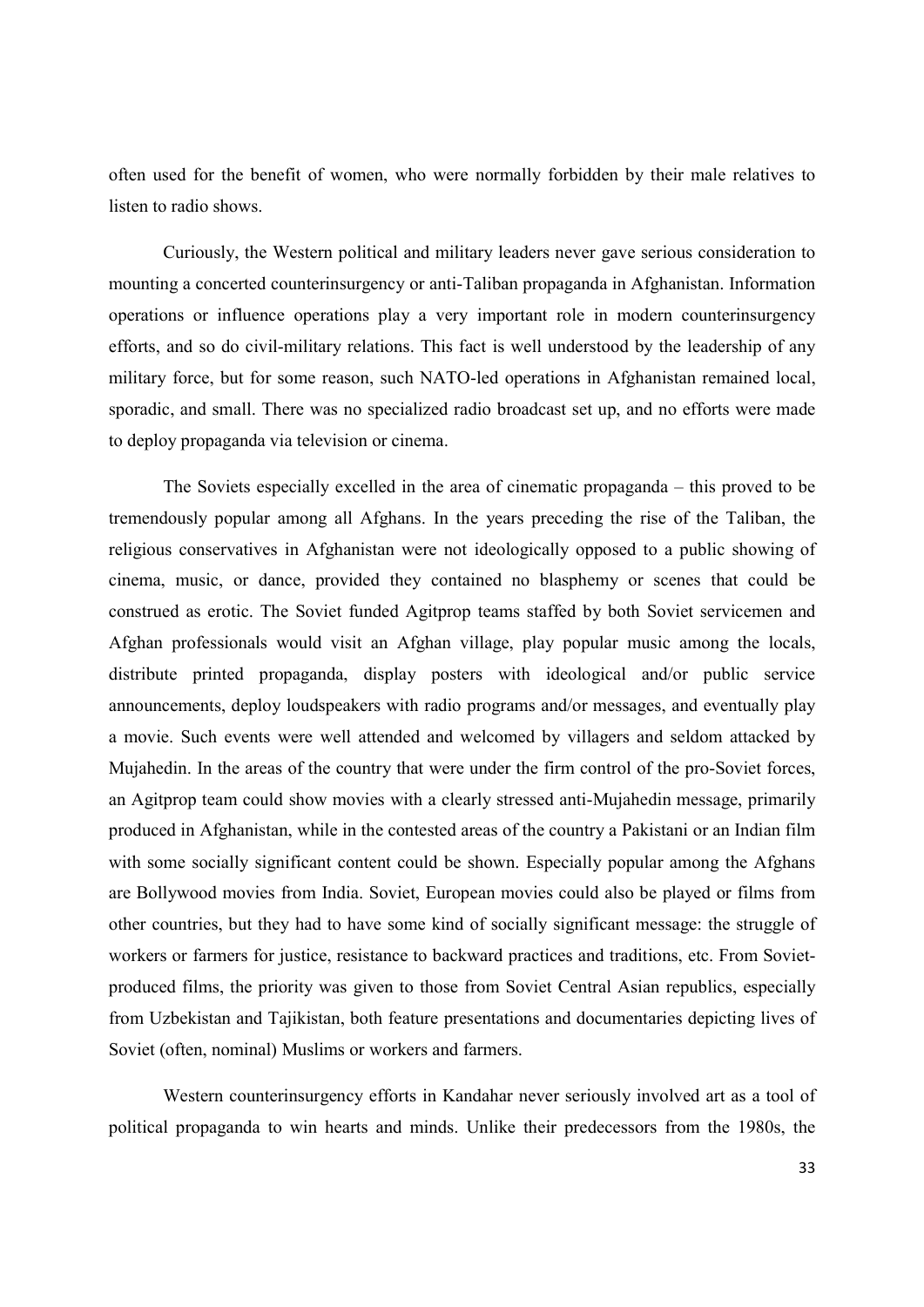often used for the benefit of women, who were normally forbidden by their male relatives to listen to radio shows.

Curiously, the Western political and military leaders never gave serious consideration to mounting a concerted counterinsurgency or anti-Taliban propaganda in Afghanistan. Information operations or influence operations play a very important role in modern counterinsurgency efforts, and so do civil-military relations. This fact is well understood by the leadership of any military force, but for some reason, such NATO-led operations in Afghanistan remained local, sporadic, and small. There was no specialized radio broadcast set up, and no efforts were made to deploy propaganda via television or cinema.

The Soviets especially excelled in the area of cinematic propaganda – this proved to be tremendously popular among all Afghans. In the years preceding the rise of the Taliban, the religious conservatives in Afghanistan were not ideologically opposed to a public showing of cinema, music, or dance, provided they contained no blasphemy or scenes that could be construed as erotic. The Soviet funded Agitprop teams staffed by both Soviet servicemen and Afghan professionals would visit an Afghan village, play popular music among the locals, distribute printed propaganda, display posters with ideological and/or public service announcements, deploy loudspeakers with radio programs and/or messages, and eventually play a movie. Such events were well attended and welcomed by villagers and seldom attacked by Mujahedin. In the areas of the country that were under the firm control of the pro-Soviet forces, an Agitprop team could show movies with a clearly stressed anti-Mujahedin message, primarily produced in Afghanistan, while in the contested areas of the country a Pakistani or an Indian film with some socially significant content could be shown. Especially popular among the Afghans are Bollywood movies from India. Soviet, European movies could also be played or films from other countries, but they had to have some kind of socially significant message: the struggle of workers or farmers for justice, resistance to backward practices and traditions, etc. From Soviet-produced films, the priority was given to those from Soviet Central Asian republics, especially from Uzbekistan and Tajikistan, both feature presentations and documentaries depicting lives of Soviet (often, nominal) Muslims or workers and farmers.

Western counterinsurgency efforts in Kandahar never seriously involved art as a tool of political propaganda to win hearts and minds. Unlike their predecessors from the 1980s, the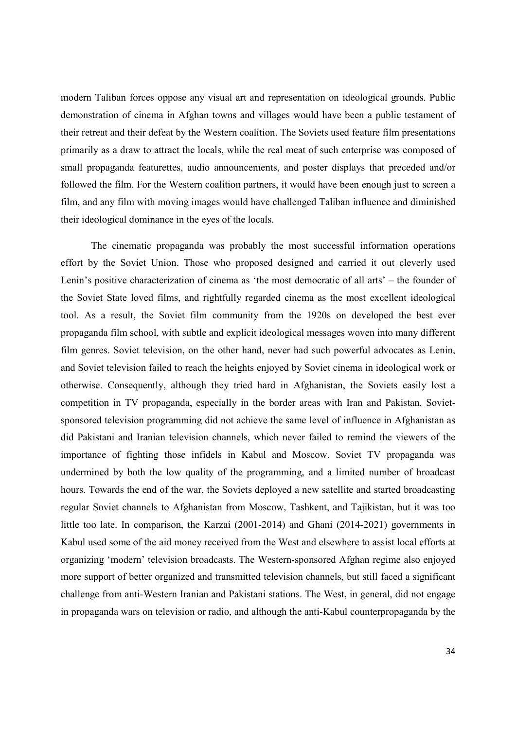modern Taliban forces oppose any visual art and representation on ideological grounds. Public demonstration of cinema in Afghan towns and villages would have been a public testament of their retreat and their defeat by the Western coalition. The Soviets used feature film presentations primarily as a draw to attract the locals, while the real meat of such enterprise was composed of small propaganda featurettes, audio announcements, and poster displays that preceded and/or followed the film. For the Western coalition partners, it would have been enough just to screen a film, and any film with moving images would have challenged Taliban influence and diminished their ideological dominance in the eyes of the locals.

The cinematic propaganda was probably the most successful information operations effort by the Soviet Union. Those who proposed designed and carried it out cleverly used Lenin's positive characterization of cinema as 'the most democratic of all arts' – the founder of the Soviet State loved films, and rightfully regarded cinema as the most excellent ideological tool. As a result, the Soviet film community from the 1920s on developed the best ever propaganda film school, with subtle and explicit ideological messages woven into many different film genres. Soviet television, on the other hand, never had such powerful advocates as Lenin, and Soviet television failed to reach the heights enjoyed by Soviet cinema in ideological work or otherwise. Consequently, although they tried hard in Afghanistan, the Soviets easily lost a competition in TV propaganda, especially in the border areas with Iran and Pakistan. Soviet-sponsored television programming did not achieve the same level of influence in Afghanistan as did Pakistani and Iranian television channels, which never failed to remind the viewers of the importance of fighting those infidels in Kabul and Moscow. Soviet TV propaganda was undermined by both the low quality of the programming, and a limited number of broadcast hours. Towards the end of the war, the Soviets deployed a new satellite and started broadcasting regular Soviet channels to Afghanistan from Moscow, Tashkent, and Tajikistan, but it was too little too late. In comparison, the Karzai (2001-2014) and Ghani (2014-2021) governments in Kabul used some of the aid money received from the West and elsewhere to assist local efforts at organizing 'modern' television broadcasts. The Western-sponsored Afghan regime also enjoyed more support of better organized and transmitted television channels, but still faced a significant challenge from anti-Western Iranian and Pakistani stations. The West, in general, did not engage in propaganda wars on television or radio, and although the anti-Kabul counterpropaganda by the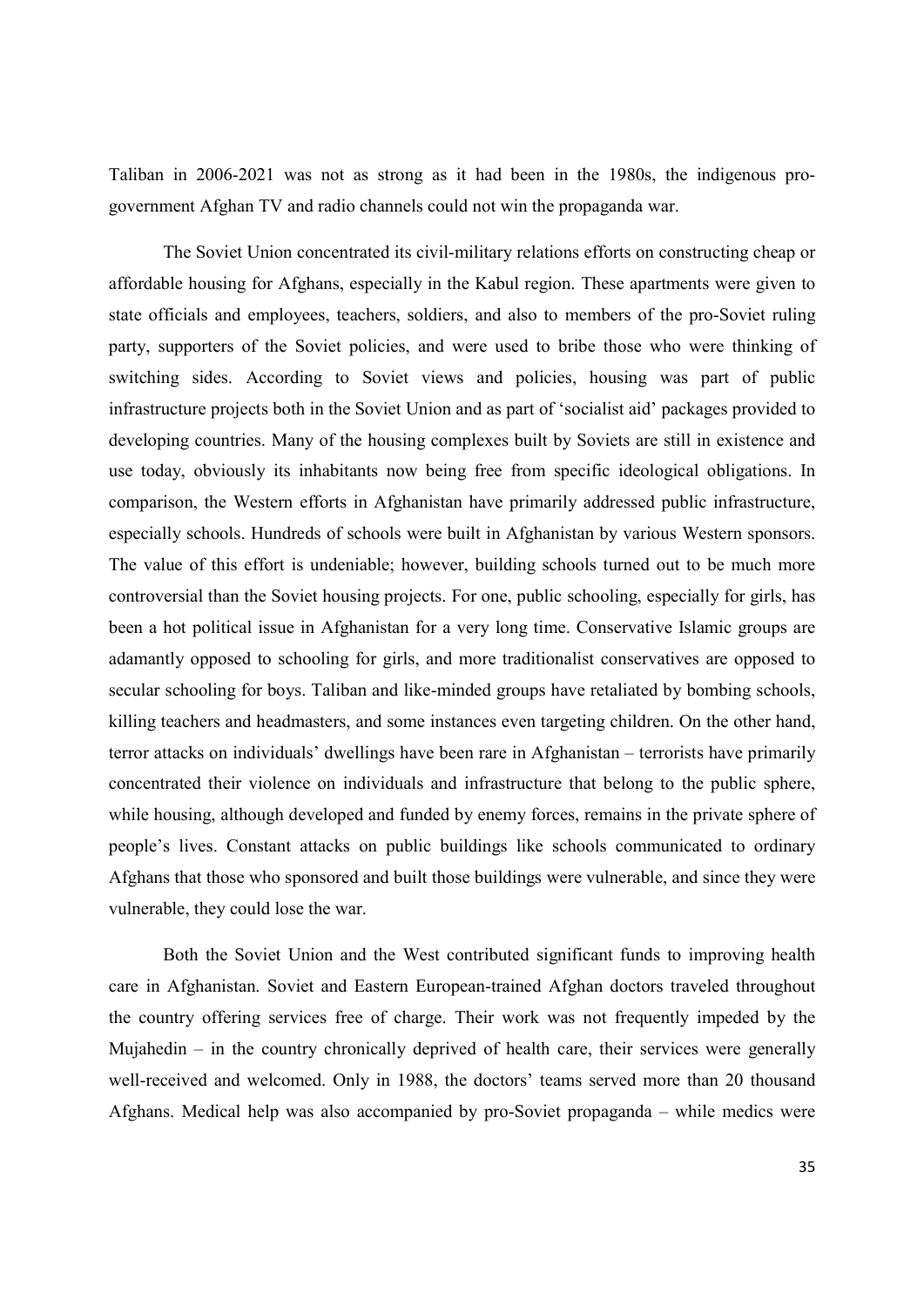Taliban in 2006-2021 was not as strong as it had been in the 1980s, the indigenous pro-government Afghan TV and radio channels could not win the propaganda war.

The Soviet Union concentrated its civil-military relations efforts on constructing cheap or affordable housing for Afghans, especially in the Kabul region. These apartments were given to state officials and employees, teachers, soldiers, and also to members of the pro-Soviet ruling party, supporters of the Soviet policies, and were used to bribe those who were thinking of switching sides. According to Soviet views and policies, housing was part of public infrastructure projects both in the Soviet Union and as part of 'socialist aid' packages provided to developing countries. Many of the housing complexes built by Soviets are still in existence and use today, obviously its inhabitants now being free from specific ideological obligations. In comparison, the Western efforts in Afghanistan have primarily addressed public infrastructure, especially schools. Hundreds of schools were built in Afghanistan by various Western sponsors. The value of this effort is undeniable; however, building schools turned out to be much more controversial than the Soviet housing projects. For one, public schooling, especially for girls, has been a hot political issue in Afghanistan for a very long time. Conservative Islamic groups are adamantly opposed to schooling for girls, and more traditionalist conservatives are opposed to secular schooling for boys. Taliban and like-minded groups have retaliated by bombing schools, killing teachers and headmasters, and some instances even targeting children. On the other hand, terror attacks on individuals' dwellings have been rare in Afghanistan – terrorists have primarily concentrated their violence on individuals and infrastructure that belong to the public sphere, while housing, although developed and funded by enemy forces, remains in the private sphere of people's lives. Constant attacks on public buildings like schools communicated to ordinary Afghans that those who sponsored and built those buildings were vulnerable, and since they were vulnerable, they could lose the war.

Both the Soviet Union and the West contributed significant funds to improving health care in Afghanistan. Soviet and Eastern European-trained Afghan doctors traveled throughout the country offering services free of charge. Their work was not frequently impeded by the Mujahedin – in the country chronically deprived of health care, their services were generally well-received and welcomed. Only in 1988, the doctors' teams served more than 20 thousand Afghans. Medical help was also accompanied by pro-Soviet propaganda – while medics were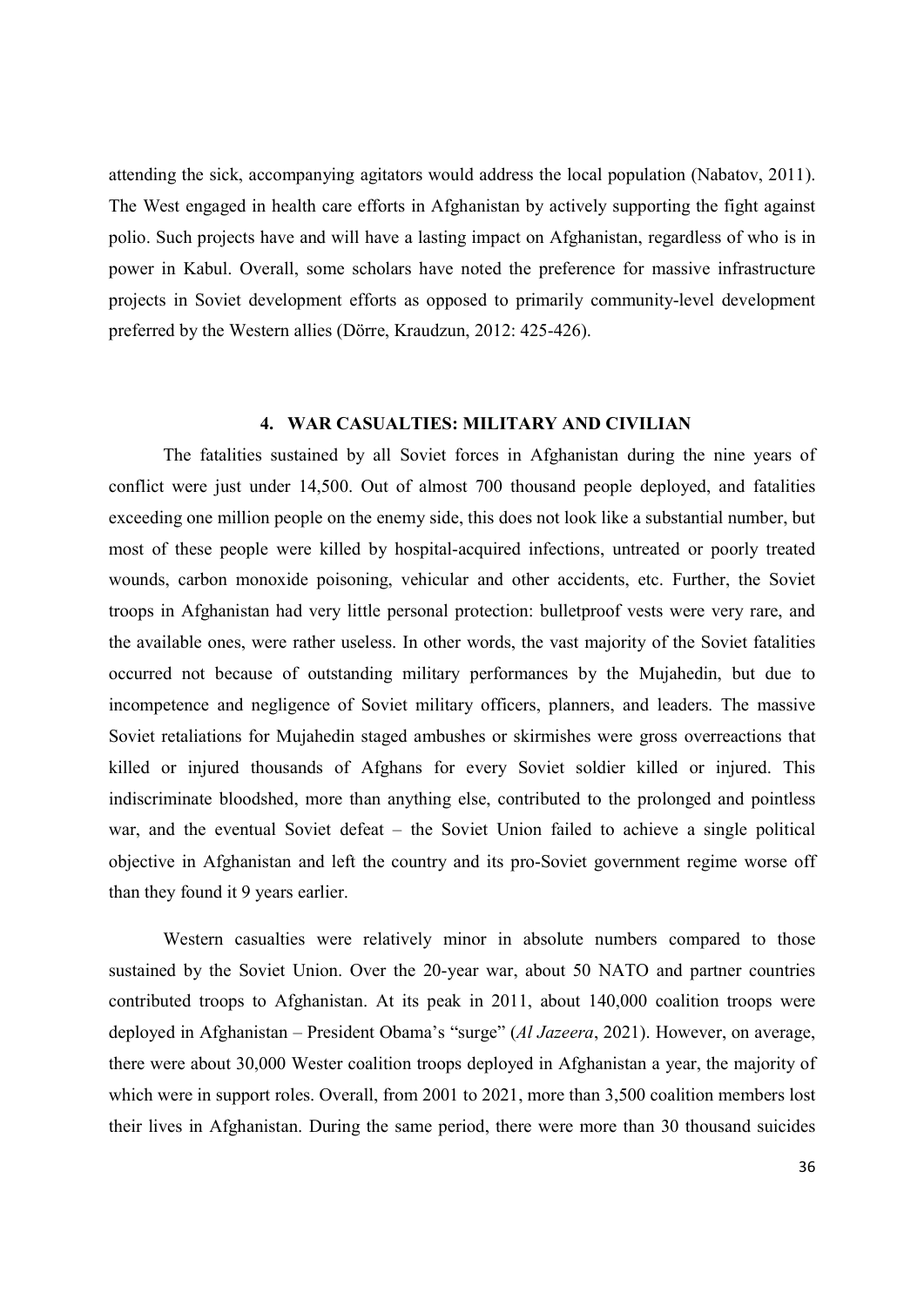attending the sick, accompanying agitators would address the local population (Nabatov, 2011). The West engaged in health care efforts in Afghanistan by actively supporting the fight against polio. Such projects have and will have a lasting impact on Afghanistan, regardless of who is in power in Kabul. Overall, some scholars have noted the preference for massive infrastructure projects in Soviet development efforts as opposed to primarily community-level development preferred by the Western allies (Dörre, Kraudzun, 2012: 425-426).

## 4. WAR CASUALTIES: MILITARY AND CIVILIAN

The fatalities sustained by all Soviet forces in Afghanistan during the nine years of conflict were just under 14,500. Out of almost 700 thousand people deployed, and fatalities exceeding one million people on the enemy side, this does not look like a substantial number, but most of these people were killed by hospital-acquired infections, untreated or poorly treated wounds, carbon monoxide poisoning, vehicular and other accidents, etc. Further, the Soviet troops in Afghanistan had very little personal protection: bulletproof vests were very rare, and the available ones, were rather useless. In other words, the vast majority of the Soviet fatalities occurred not because of outstanding military performances by the Mujahedin, but due to incompetence and negligence of Soviet military officers, planners, and leaders. The massive Soviet retaliations for Mujahedin staged ambushes or skirmishes were gross overreactions that killed or injured thousands of Afghans for every Soviet soldier killed or injured. This indiscriminate bloodshed, more than anything else, contributed to the prolonged and pointless war, and the eventual Soviet defeat – the Soviet Union failed to achieve a single political objective in Afghanistan and left the country and its pro-Soviet government regime worse off than they found it 9 years earlier.

Western casualties were relatively minor in absolute numbers compared to those sustained by the Soviet Union. Over the 20-year war, about 50 NATO and partner countries contributed troops to Afghanistan. At its peak in 2011, about 140,000 coalition troops were deployed in Afghanistan – President Obama's "surge" (*Al Jazeera*, 2021). However, on average, there were about 30,000 Wester coalition troops deployed in Afghanistan a year, the majority of which were in support roles. Overall, from 2001 to 2021, more than 3,500 coalition members lost their lives in Afghanistan. During the same period, there were more than 30 thousand suicides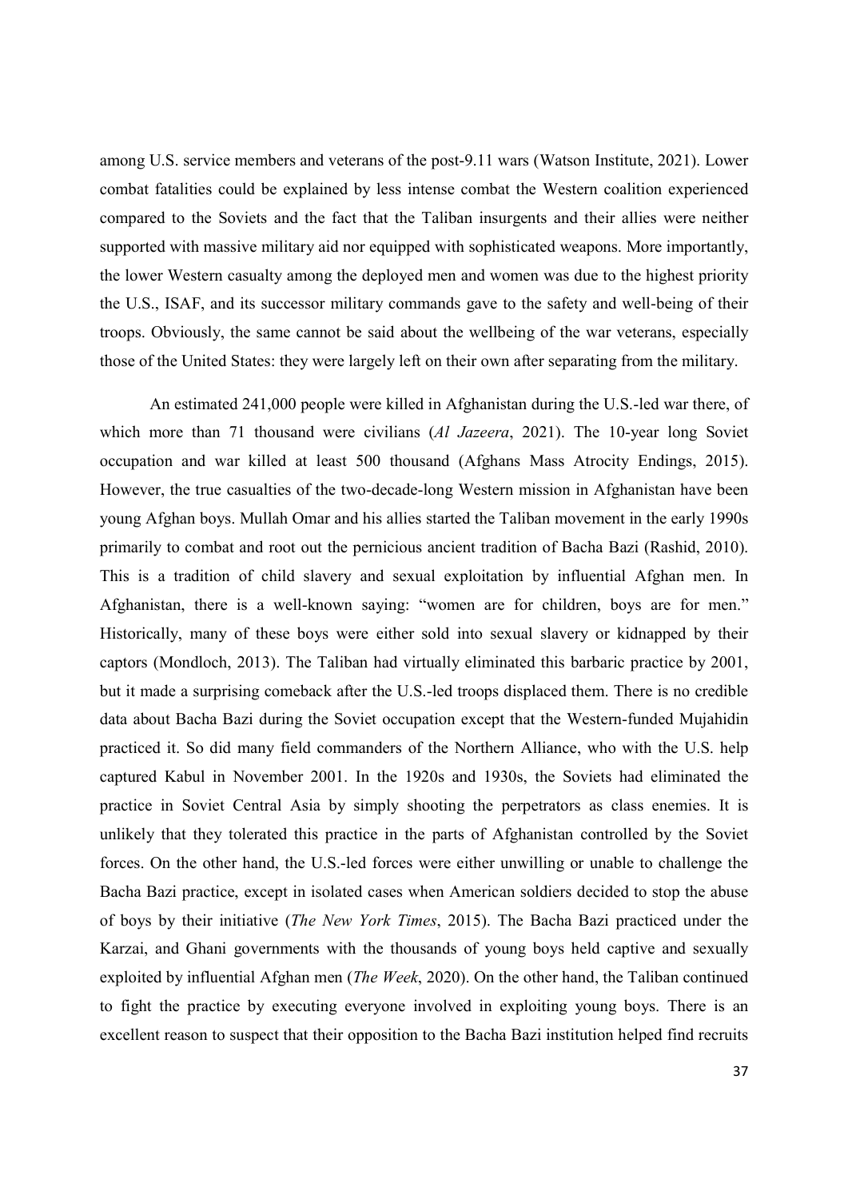among U.S. service members and veterans of the post-9.11 wars (Watson Institute, 2021). Lower combat fatalities could be explained by less intense combat the Western coalition experienced compared to the Soviets and the fact that the Taliban insurgents and their allies were neither supported with massive military aid nor equipped with sophisticated weapons. More importantly, the lower Western casualty among the deployed men and women was due to the highest priority the U.S., ISAF, and its successor military commands gave to the safety and well-being of their troops. Obviously, the same cannot be said about the wellbeing of the war veterans, especially those of the United States: they were largely left on their own after separating from the military.

An estimated 241,000 people were killed in Afghanistan during the U.S.-led war there, of which more than 71 thousand were civilians (*Al Jazeera*, 2021). The 10-year long Soviet occupation and war killed at least 500 thousand (Afghans Mass Atrocity Endings, 2015). However, the true casualties of the two-decade-long Western mission in Afghanistan have been young Afghan boys. Mullah Omar and his allies started the Taliban movement in the early 1990s primarily to combat and root out the pernicious ancient tradition of Bacha Bazi (Rashid, 2010). This is a tradition of child slavery and sexual exploitation by influential Afghan men. In Afghanistan, there is a well-known saying: "women are for children, boys are for men." Historically, many of these boys were either sold into sexual slavery or kidnapped by their captors (Mondloch, 2013). The Taliban had virtually eliminated this barbaric practice by 2001, but it made a surprising comeback after the U.S.-led troops displaced them. There is no credible data about Bacha Bazi during the Soviet occupation except that the Western-funded Mujahidin practiced it. So did many field commanders of the Northern Alliance, who with the U.S. help captured Kabul in November 2001. In the 1920s and 1930s, the Soviets had eliminated the practice in Soviet Central Asia by simply shooting the perpetrators as class enemies. It is unlikely that they tolerated this practice in the parts of Afghanistan controlled by the Soviet forces. On the other hand, the U.S.-led forces were either unwilling or unable to challenge the Bacha Bazi practice, except in isolated cases when American soldiers decided to stop the abuse of boys by their initiative (*The New York Times*, 2015). The Bacha Bazi practiced under the Karzai, and Ghani governments with the thousands of young boys held captive and sexually exploited by influential Afghan men (*The Week*, 2020). On the other hand, the Taliban continued to fight the practice by executing everyone involved in exploiting young boys. There is an excellent reason to suspect that their opposition to the Bacha Bazi institution helped find recruits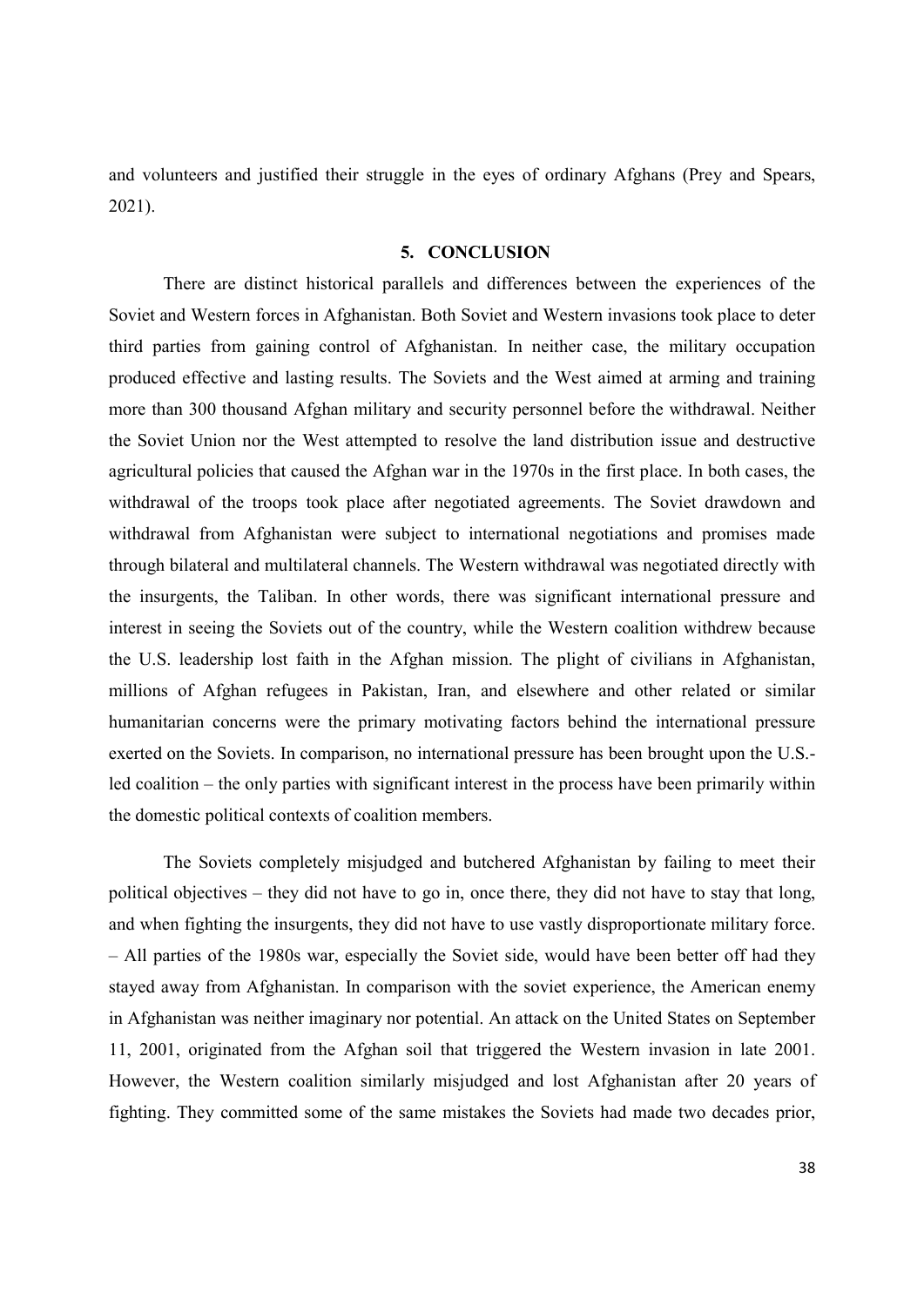and volunteers and justified their struggle in the eyes of ordinary Afghans (Prey and Spears, 2021).

## 5. CONCLUSION

There are distinct historical parallels and differences between the experiences of the Soviet and Western forces in Afghanistan. Both Soviet and Western invasions took place to deter third parties from gaining control of Afghanistan. In neither case, the military occupation produced effective and lasting results. The Soviets and the West aimed at arming and training more than 300 thousand Afghan military and security personnel before the withdrawal. Neither the Soviet Union nor the West attempted to resolve the land distribution issue and destructive agricultural policies that caused the Afghan war in the 1970s in the first place. In both cases, the withdrawal of the troops took place after negotiated agreements. The Soviet drawdown and withdrawal from Afghanistan were subject to international negotiations and promises made through bilateral and multilateral channels. The Western withdrawal was negotiated directly with the insurgents, the Taliban. In other words, there was significant international pressure and interest in seeing the Soviets out of the country, while the Western coalition withdrew because the U.S. leadership lost faith in the Afghan mission. The plight of civilians in Afghanistan, millions of Afghan refugees in Pakistan, Iran, and elsewhere and other related or similar humanitarian concerns were the primary motivating factors behind the international pressure exerted on the Soviets. In comparison, no international pressure has been brought upon the U.S.-led coalition – the only parties with significant interest in the process have been primarily within the domestic political contexts of coalition members.

The Soviets completely misjudged and butchered Afghanistan by failing to meet their political objectives – they did not have to go in, once there, they did not have to stay that long, and when fighting the insurgents, they did not have to use vastly disproportionate military force. – All parties of the 1980s war, especially the Soviet side, would have been better off had they stayed away from Afghanistan. In comparison with the soviet experience, the American enemy in Afghanistan was neither imaginary nor potential. An attack on the United States on September 11, 2001, originated from the Afghan soil that triggered the Western invasion in late 2001. However, the Western coalition similarly misjudged and lost Afghanistan after 20 years of fighting. They committed some of the same mistakes the Soviets had made two decades prior,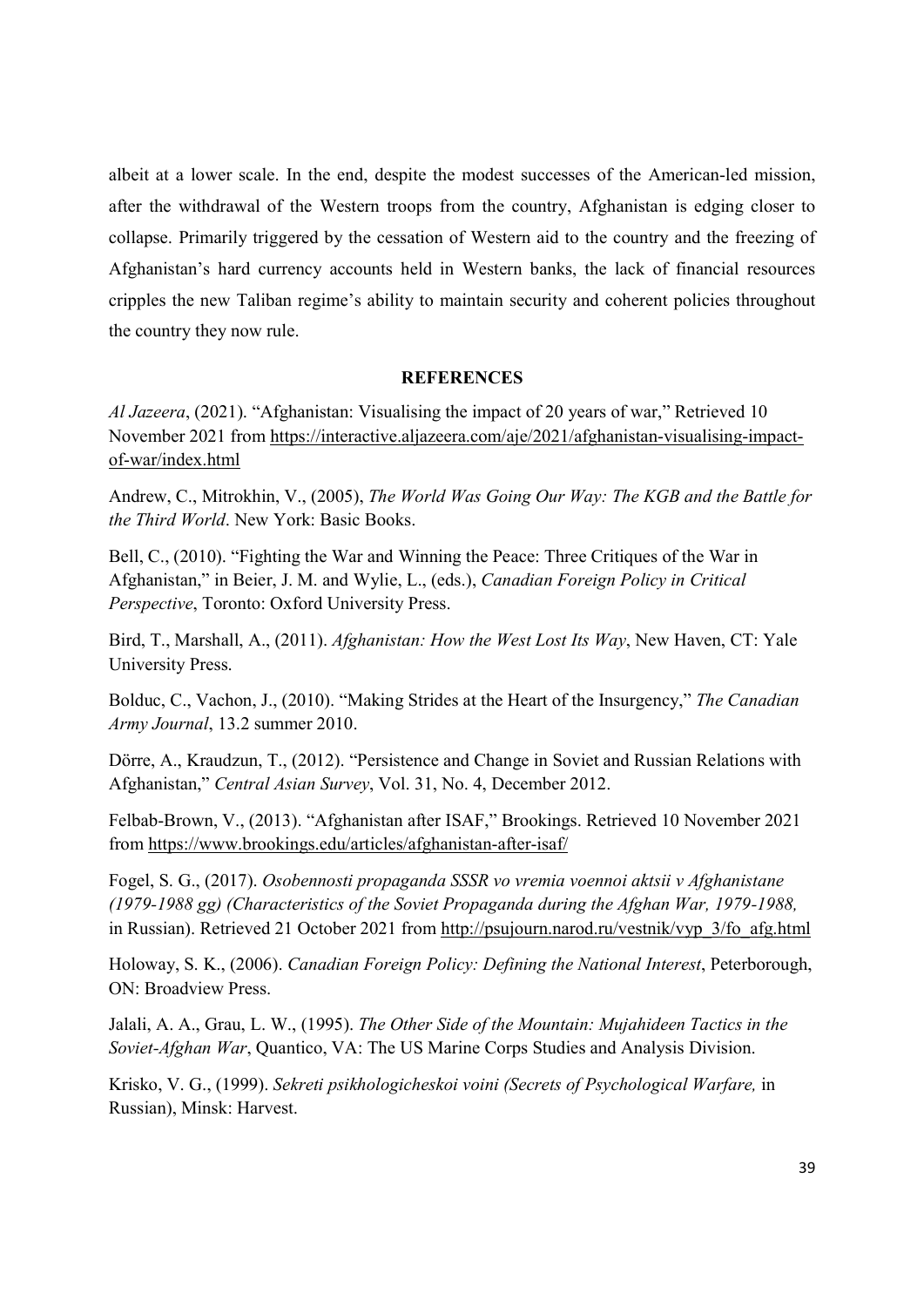albeit at a lower scale. In the end, despite the modest successes of the American-led mission, after the withdrawal of the Western troops from the country, Afghanistan is edging closer to collapse. Primarily triggered by the cessation of Western aid to the country and the freezing of Afghanistan's hard currency accounts held in Western banks, the lack of financial resources cripples the new Taliban regime's ability to maintain security and coherent policies throughout the country they now rule.

## REFERENCES

*Al Jazeera*, (2021). "Afghanistan: Visualising the impact of 20 years of war," Retrieved 10 November 2021 from https://interactive.aljazeera.com/aje/2021/afghanistan-visualising-impact-of-war/index.html

Andrew, C., Mitrokhin, V., (2005), *The World Was Going Our Way: The KGB and the Battle for the Third World*. New York: Basic Books.

Bell, C., (2010). "Fighting the War and Winning the Peace: Three Critiques of the War in Afghanistan," in Beier, J. M. and Wylie, L., (eds.), *Canadian Foreign Policy in Critical Perspective*, Toronto: Oxford University Press.

Bird, T., Marshall, A., (2011). *Afghanistan: How the West Lost Its Way*, New Haven, CT: Yale University Press.

Bolduc, C., Vachon, J., (2010). "Making Strides at the Heart of the Insurgency," *The Canadian Army Journal*, 13.2 summer 2010.

Dörre, A., Kraudzun, T., (2012). "Persistence and Change in Soviet and Russian Relations with Afghanistan," *Central Asian Survey*, Vol. 31, No. 4, December 2012.

Felbab-Brown, V., (2013). "Afghanistan after ISAF," Brookings. Retrieved 10 November 2021 from https://www.brookings.edu/articles/afghanistan-after-isaf/

Fogel, S. G., (2017). *Osobennosti propaganda SSSR vo vremia voennoi aktsii v Afghanistane (1979-1988 gg) (Characteristics of the Soviet Propaganda during the Afghan War, 1979-1988,* in Russian). Retrieved 21 October 2021 from http://psujourn.narod.ru/vestnik/vyp_3/fo_afg.html

Holoway, S. K., (2006). *Canadian Foreign Policy: Defining the National Interest*, Peterborough, ON: Broadview Press.

Jalali, A. A., Grau, L. W., (1995). *The Other Side of the Mountain: Mujahideen Tactics in the Soviet-Afghan War*, Quantico, VA: The US Marine Corps Studies and Analysis Division.

Krisko, V. G., (1999). *Sekreti psikhologicheskoi voini (Secrets of Psychological Warfare,* in Russian), Minsk: Harvest.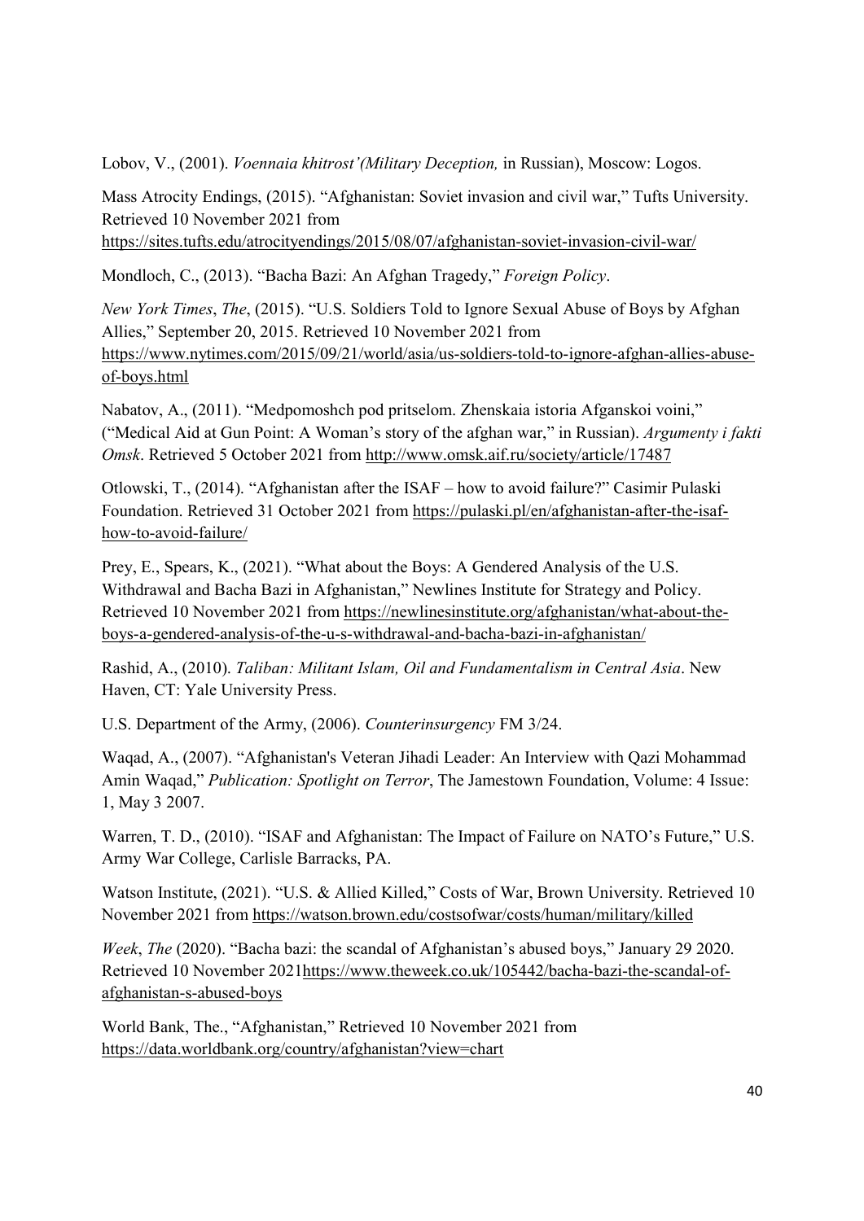Lobov, V., (2001). *Voennaia khitrost'(Military Deception,* in Russian), Moscow: Logos.

Mass Atrocity Endings, (2015). "Afghanistan: Soviet invasion and civil war," Tufts University. Retrieved 10 November 2021 from https://sites.tufts.edu/atrocityendings/2015/08/07/afghanistan-soviet-invasion-civil-war/

Mondloch, C., (2013). "Bacha Bazi: An Afghan Tragedy," *Foreign Policy*.

*New York Times*, *The*, (2015). "U.S. Soldiers Told to Ignore Sexual Abuse of Boys by Afghan Allies," September 20, 2015. Retrieved 10 November 2021 from https://www.nytimes.com/2015/09/21/world/asia/us-soldiers-told-to-ignore-afghan-allies-abuse-of-boys.html

Nabatov, A., (2011). "Medpomoshch pod pritselom. Zhenskaia istoria Afganskoi voini," ("Medical Aid at Gun Point: A Woman's story of the afghan war," in Russian). *Argumenty i fakti Omsk*. Retrieved 5 October 2021 from http://www.omsk.aif.ru/society/article/17487

Otlowski, T., (2014). "Afghanistan after the ISAF – how to avoid failure?" Casimir Pulaski Foundation. Retrieved 31 October 2021 from https://pulaski.pl/en/afghanistan-after-the-isaf-how-to-avoid-failure/

Prey, E., Spears, K., (2021). "What about the Boys: A Gendered Analysis of the U.S. Withdrawal and Bacha Bazi in Afghanistan," Newlines Institute for Strategy and Policy. Retrieved 10 November 2021 from https://newlinesinstitute.org/afghanistan/what-about-the-boys-a-gendered-analysis-of-the-u-s-withdrawal-and-bacha-bazi-in-afghanistan/

Rashid, A., (2010). *Taliban: Militant Islam, Oil and Fundamentalism in Central Asia*. New Haven, CT: Yale University Press.

U.S. Department of the Army, (2006). *Counterinsurgency* FM 3/24.

Waqad, A., (2007). "Afghanistan's Veteran Jihadi Leader: An Interview with Qazi Mohammad Amin Waqad," *Publication: Spotlight on Terror*, The Jamestown Foundation, Volume: 4 Issue: 1, May 3 2007.

Warren, T. D., (2010). "ISAF and Afghanistan: The Impact of Failure on NATO's Future," U.S. Army War College, Carlisle Barracks, PA.

Watson Institute, (2021). "U.S. & Allied Killed," Costs of War, Brown University. Retrieved 10 November 2021 from https://watson.brown.edu/costsofwar/costs/human/military/killed

*Week*, *The* (2020). "Bacha bazi: the scandal of Afghanistan's abused boys," January 29 2020. Retrieved 10 November 2021https://www.theweek.co.uk/105442/bacha-bazi-the-scandal-of-afghanistan-s-abused-boys

World Bank, The., "Afghanistan," Retrieved 10 November 2021 from https://data.worldbank.org/country/afghanistan?view=chart